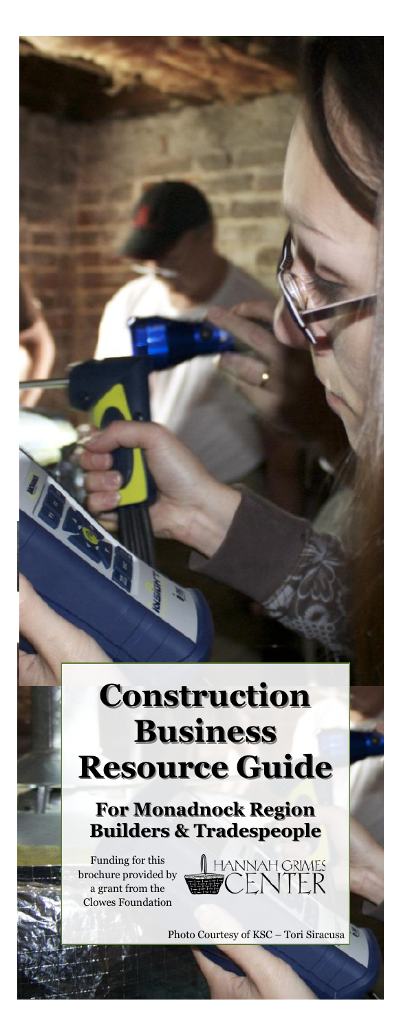# Construction Business Resource Guide

## For Monadnock Region Builders & Tradespeople

Funding for this brochure provided by a grant from the Clowes Foundation

HANNAH GRIMES CENTER

Photo Courtesy of KSC – Tori Siracusa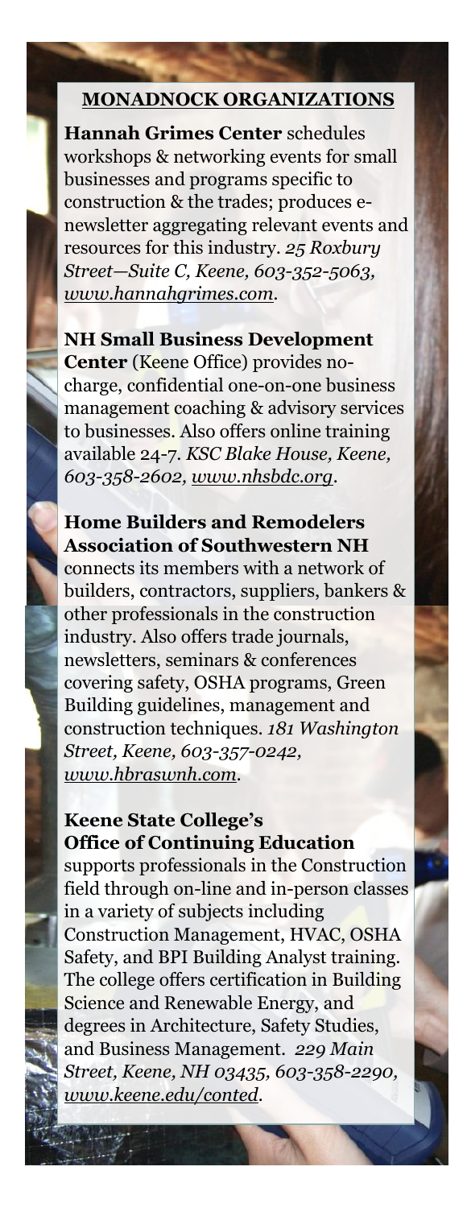## MONADNOCK ORGANIZATIONS

**Hannah Grimes Center** schedules workshops & networking events for small businesses and programs specific to construction & the trades; produces e-newsletter aggregating relevant events and resources for this industry. *25 Roxbury Street—Suite C, Keene, 603-352-5063, www.hannahgrimes.com.*

**NH Small Business Development Center** (Keene Office) provides no-charge, confidential one-on-one business management coaching & advisory services to businesses. Also offers online training available 24-7. *KSC Blake House, Keene, 603-358-2602, www.nhsbdc.org.*

**Home Builders and Remodelers Association of Southwestern NH** connects its members with a network of builders, contractors, suppliers, bankers & other professionals in the construction industry. Also offers trade journals, newsletters, seminars & conferences covering safety, OSHA programs, Green Building guidelines, management and construction techniques. *181 Washington Street, Keene, 603-357-0242, www.hbraswnh.com.*

**Keene State College's Office of Continuing Education** supports professionals in the Construction field through on-line and in-person classes in a variety of subjects including Construction Management, HVAC, OSHA Safety, and BPI Building Analyst training. The college offers certification in Building Science and Renewable Energy, and degrees in Architecture, Safety Studies, and Business Management. *229 Main Street, Keene, NH 03435, 603-358-2290, www.keene.edu/conted.*